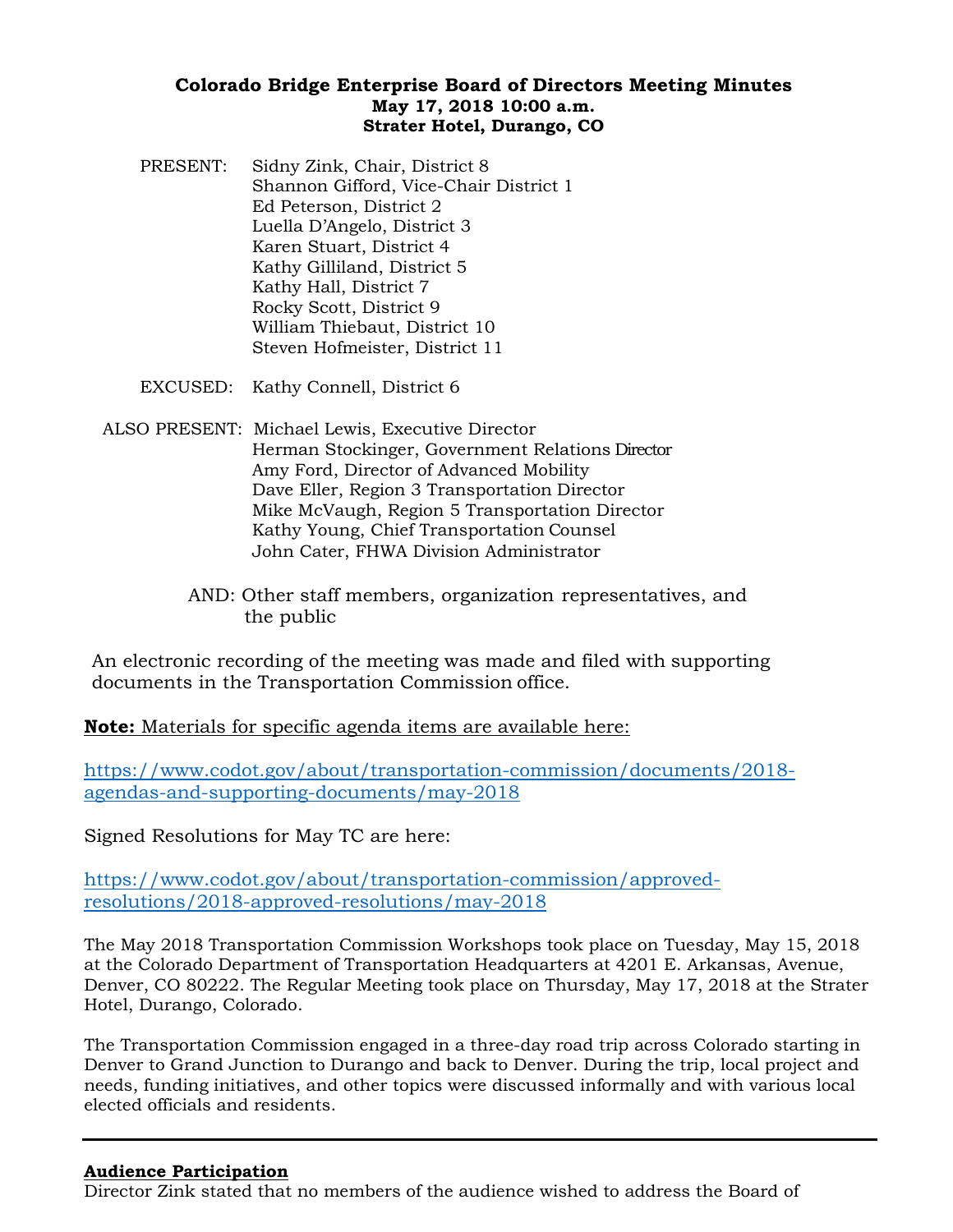# Colorado Bridge Enterprise Board of Directors Meeting Minutes
**May 17, 2018 10:00 a.m.**
**Strater Hotel, Durango, CO**

PRESENT: Sidny Zink, Chair, District 8
Shannon Gifford, Vice-Chair District 1
Ed Peterson, District 2
Luella D'Angelo, District 3
Karen Stuart, District 4
Kathy Gilliland, District 5
Kathy Hall, District 7
Rocky Scott, District 9
William Thiebaut, District 10
Steven Hofmeister, District 11

EXCUSED: Kathy Connell, District 6

ALSO PRESENT: Michael Lewis, Executive Director
Herman Stockinger, Government Relations Director
Amy Ford, Director of Advanced Mobility
Dave Eller, Region 3 Transportation Director
Mike McVaugh, Region 5 Transportation Director
Kathy Young, Chief Transportation Counsel
John Cater, FHWA Division Administrator

AND: Other staff members, organization representatives, and the public

An electronic recording of the meeting was made and filed with supporting documents in the Transportation Commission office.

**Note:** Materials for specific agenda items are available here:

https://www.codot.gov/about/transportation-commission/documents/2018-agendas-and-supporting-documents/may-2018

Signed Resolutions for May TC are here:

https://www.codot.gov/about/transportation-commission/approved-resolutions/2018-approved-resolutions/may-2018

The May 2018 Transportation Commission Workshops took place on Tuesday, May 15, 2018 at the Colorado Department of Transportation Headquarters at 4201 E. Arkansas, Avenue, Denver, CO 80222. The Regular Meeting took place on Thursday, May 17, 2018 at the Strater Hotel, Durango, Colorado.

The Transportation Commission engaged in a three-day road trip across Colorado starting in Denver to Grand Junction to Durango and back to Denver. During the trip, local project and needs, funding initiatives, and other topics were discussed informally and with various local elected officials and residents.

---

**Audience Participation**

Director Zink stated that no members of the audience wished to address the Board of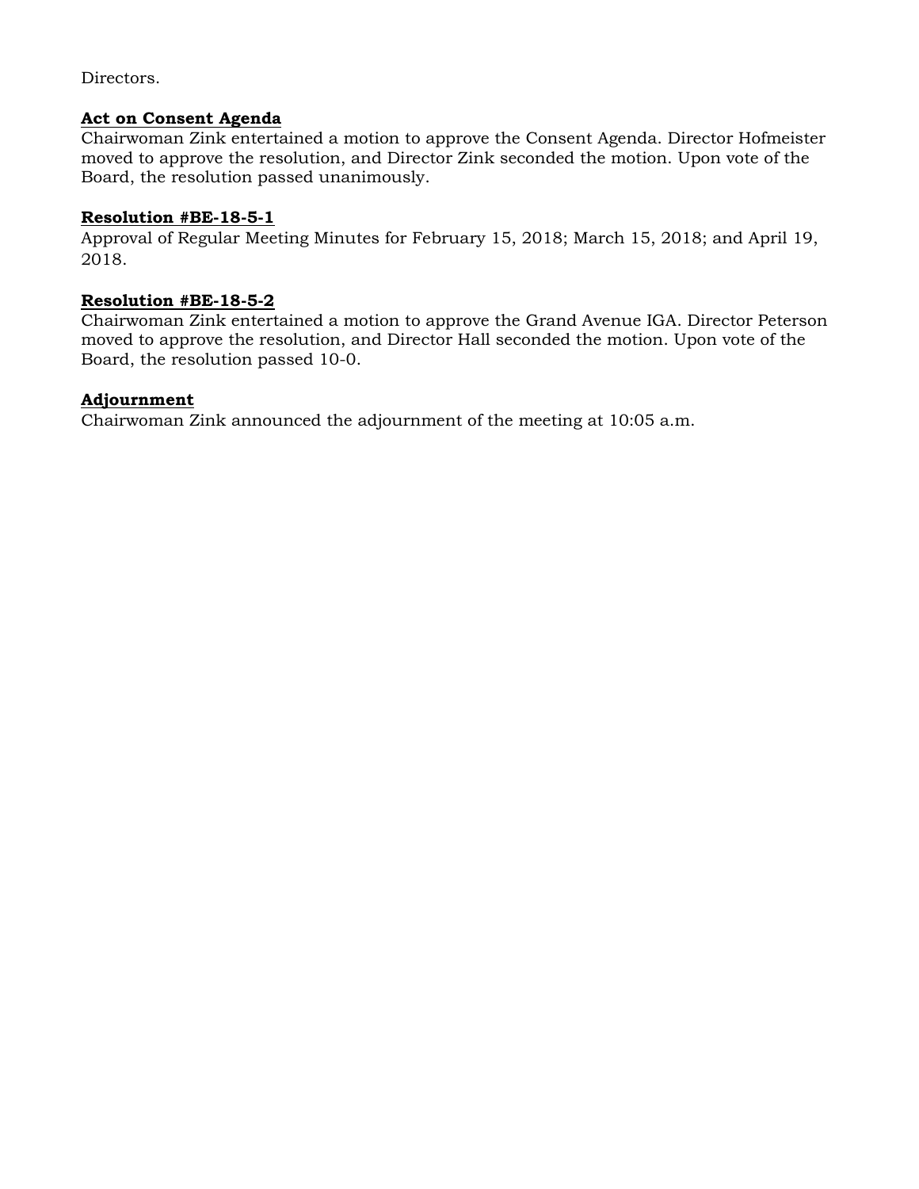Directors.

**Act on Consent Agenda**

Chairwoman Zink entertained a motion to approve the Consent Agenda. Director Hofmeister moved to approve the resolution, and Director Zink seconded the motion. Upon vote of the Board, the resolution passed unanimously.

**Resolution #BE-18-5-1**

Approval of Regular Meeting Minutes for February 15, 2018; March 15, 2018; and April 19, 2018.

**Resolution #BE-18-5-2**

Chairwoman Zink entertained a motion to approve the Grand Avenue IGA. Director Peterson moved to approve the resolution, and Director Hall seconded the motion. Upon vote of the Board, the resolution passed 10-0.

**Adjournment**

Chairwoman Zink announced the adjournment of the meeting at 10:05 a.m.